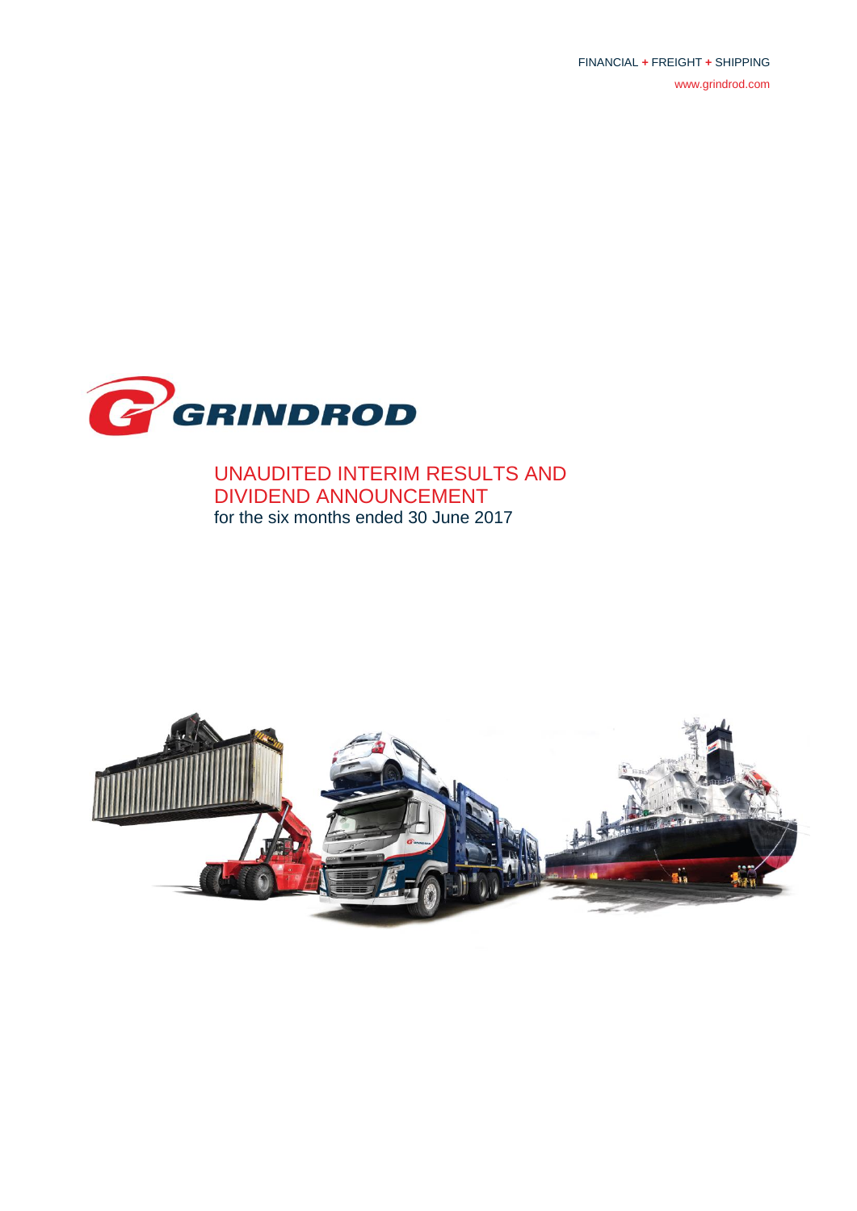FINANCIAL + FREIGHT + SHIPPING

www.grindrod.com

GRINDROD

# UNAUDITED INTERIM RESULTS AND DIVIDEND ANNOUNCEMENT

for the six months ended 30 June 2017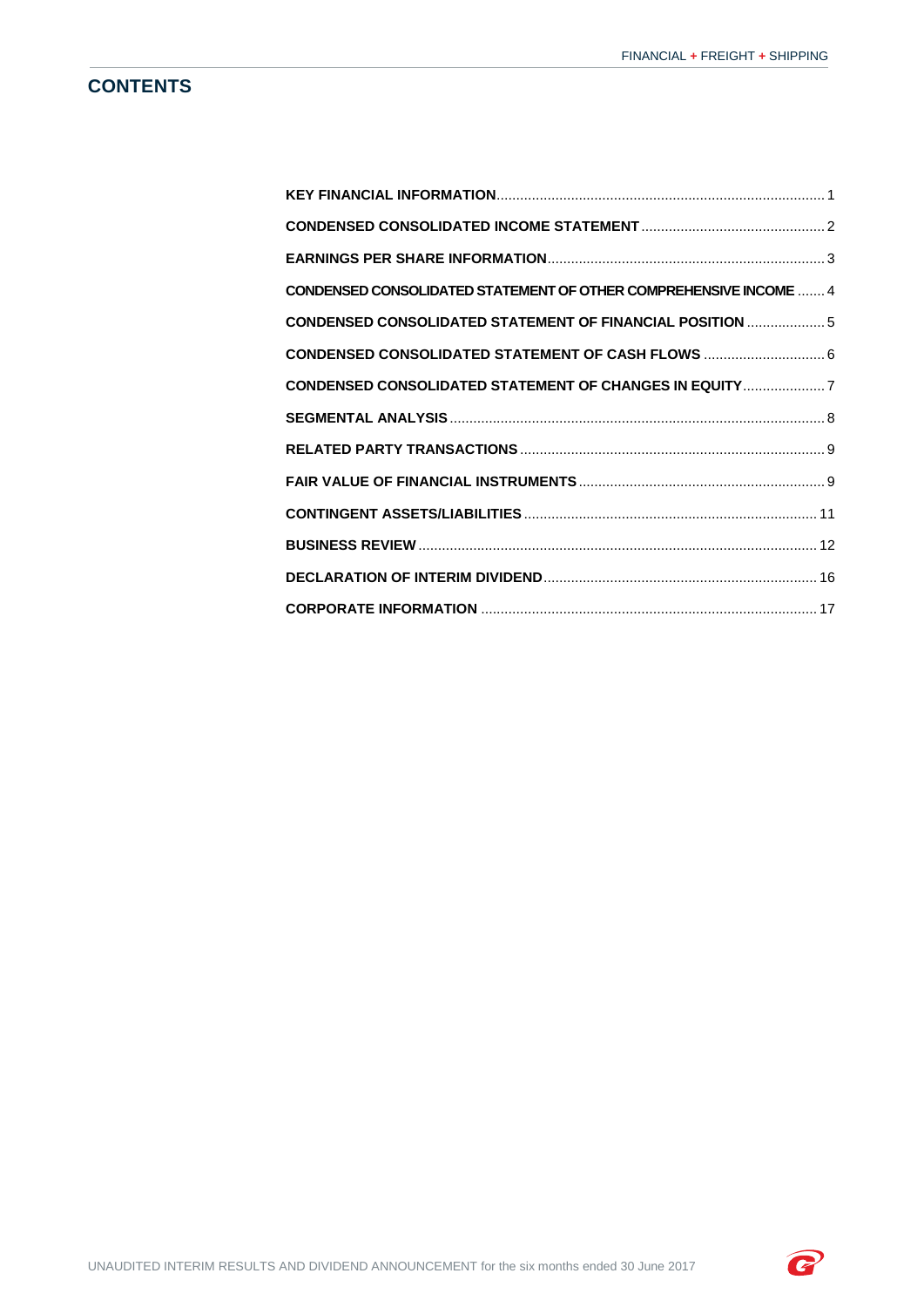# CONTENTS

| | |
|---|---|
| **KEY FINANCIAL INFORMATION** | 1 |
| **CONDENSED CONSOLIDATED INCOME STATEMENT** | 2 |
| **EARNINGS PER SHARE INFORMATION** | 3 |
| **CONDENSED CONSOLIDATED STATEMENT OF OTHER COMPREHENSIVE INCOME** | 4 |
| **CONDENSED CONSOLIDATED STATEMENT OF FINANCIAL POSITION** | 5 |
| **CONDENSED CONSOLIDATED STATEMENT OF CASH FLOWS** | 6 |
| **CONDENSED CONSOLIDATED STATEMENT OF CHANGES IN EQUITY** | 7 |
| **SEGMENTAL ANALYSIS** | 8 |
| **RELATED PARTY TRANSACTIONS** | 9 |
| **FAIR VALUE OF FINANCIAL INSTRUMENTS** | 9 |
| **CONTINGENT ASSETS/LIABILITIES** | 11 |
| **BUSINESS REVIEW** | 12 |
| **DECLARATION OF INTERIM DIVIDEND** | 16 |
| **CORPORATE INFORMATION** | 17 |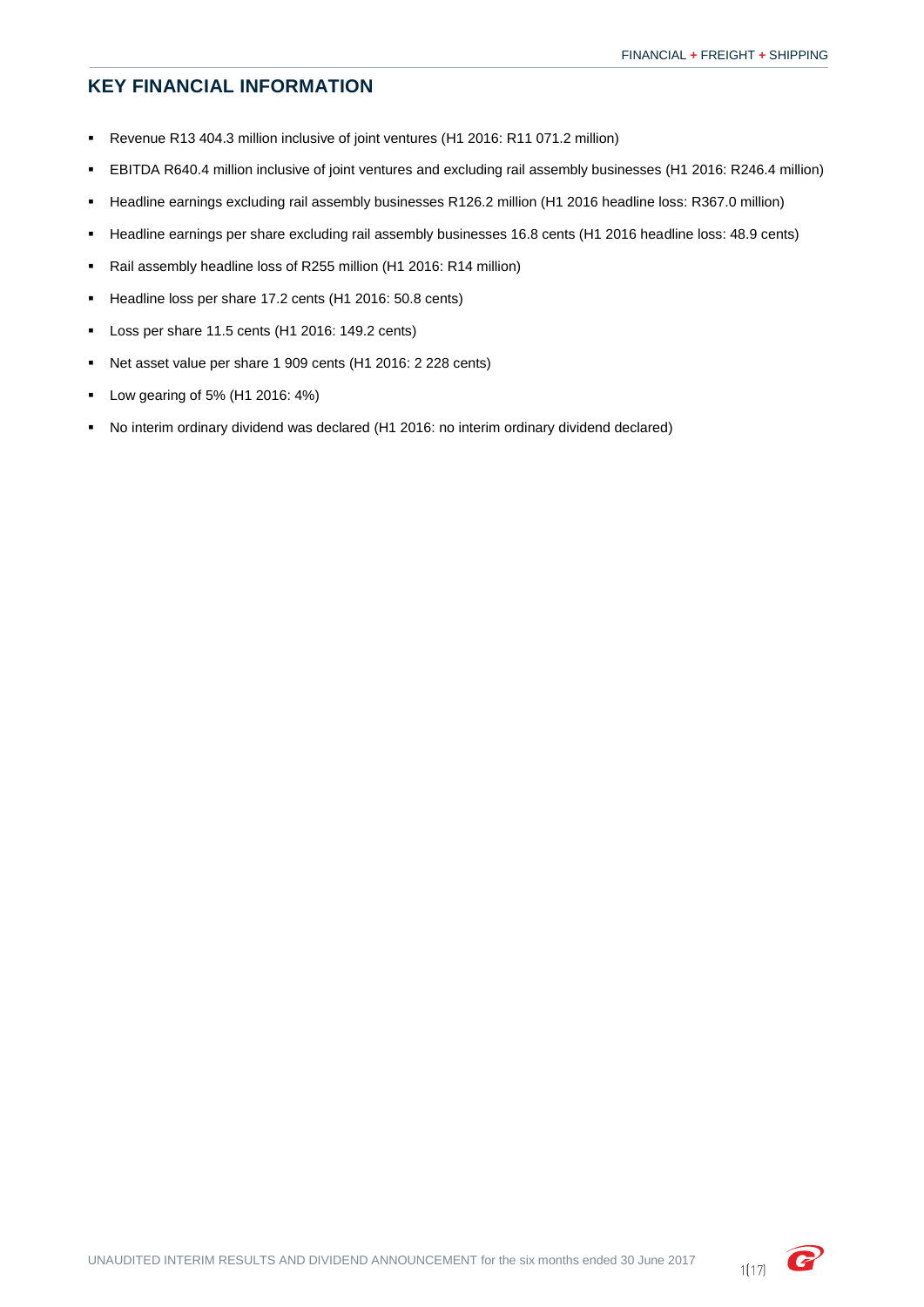## KEY FINANCIAL INFORMATION

- Revenue R13 404.3 million inclusive of joint ventures (H1 2016: R11 071.2 million)
- EBITDA R640.4 million inclusive of joint ventures and excluding rail assembly businesses (H1 2016: R246.4 million)
- Headline earnings excluding rail assembly businesses R126.2 million (H1 2016 headline loss: R367.0 million)
- Headline earnings per share excluding rail assembly businesses 16.8 cents (H1 2016 headline loss: 48.9 cents)
- Rail assembly headline loss of R255 million (H1 2016: R14 million)
- Headline loss per share 17.2 cents (H1 2016: 50.8 cents)
- Loss per share 11.5 cents (H1 2016: 149.2 cents)
- Net asset value per share 1 909 cents (H1 2016: 2 228 cents)
- Low gearing of 5% (H1 2016: 4%)
- No interim ordinary dividend was declared (H1 2016: no interim ordinary dividend declared)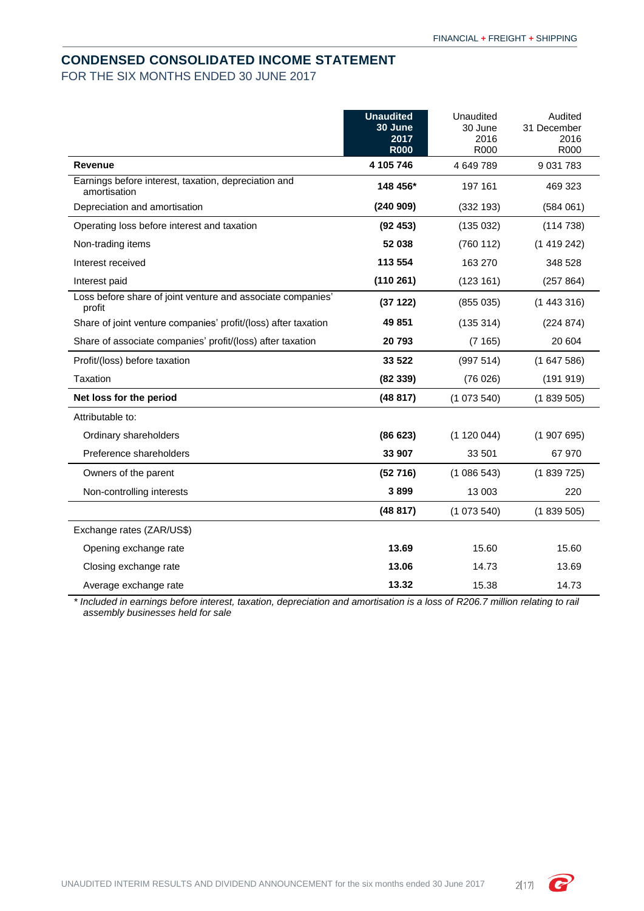## CONDENSED CONSOLIDATED INCOME STATEMENT

FOR THE SIX MONTHS ENDED 30 JUNE 2017

| | **Unaudited 30 June 2017 R000** | Unaudited 30 June 2016 R000 | Audited 31 December 2016 R000 |
|---|---|---|---|
| **Revenue** | **4 105 746** | 4 649 789 | 9 031 783 |
| Earnings before interest, taxation, depreciation and amortisation | **148 456*** | 197 161 | 469 323 |
| Depreciation and amortisation | **(240 909)** | (332 193) | (584 061) |
| Operating loss before interest and taxation | **(92 453)** | (135 032) | (114 738) |
| Non-trading items | **52 038** | (760 112) | (1 419 242) |
| Interest received | **113 554** | 163 270 | 348 528 |
| Interest paid | **(110 261)** | (123 161) | (257 864) |
| Loss before share of joint venture and associate companies' profit | **(37 122)** | (855 035) | (1 443 316) |
| Share of joint venture companies' profit/(loss) after taxation | **49 851** | (135 314) | (224 874) |
| Share of associate companies' profit/(loss) after taxation | **20 793** | (7 165) | 20 604 |
| Profit/(loss) before taxation | **33 522** | (997 514) | (1 647 586) |
| Taxation | **(82 339)** | (76 026) | (191 919) |
| **Net loss for the period** | **(48 817)** | (1 073 540) | (1 839 505) |
| Attributable to: | | | |
| Ordinary shareholders | **(86 623)** | (1 120 044) | (1 907 695) |
| Preference shareholders | **33 907** | 33 501 | 67 970 |
| Owners of the parent | **(52 716)** | (1 086 543) | (1 839 725) |
| Non-controlling interests | **3 899** | 13 003 | 220 |
| | **(48 817)** | (1 073 540) | (1 839 505) |
| Exchange rates (ZAR/US$) | | | |
| Opening exchange rate | **13.69** | 15.60 | 15.60 |
| Closing exchange rate | **13.06** | 14.73 | 13.69 |
| Average exchange rate | **13.32** | 15.38 | 14.73 |

*\* Included in earnings before interest, taxation, depreciation and amortisation is a loss of R206.7 million relating to rail assembly businesses held for sale*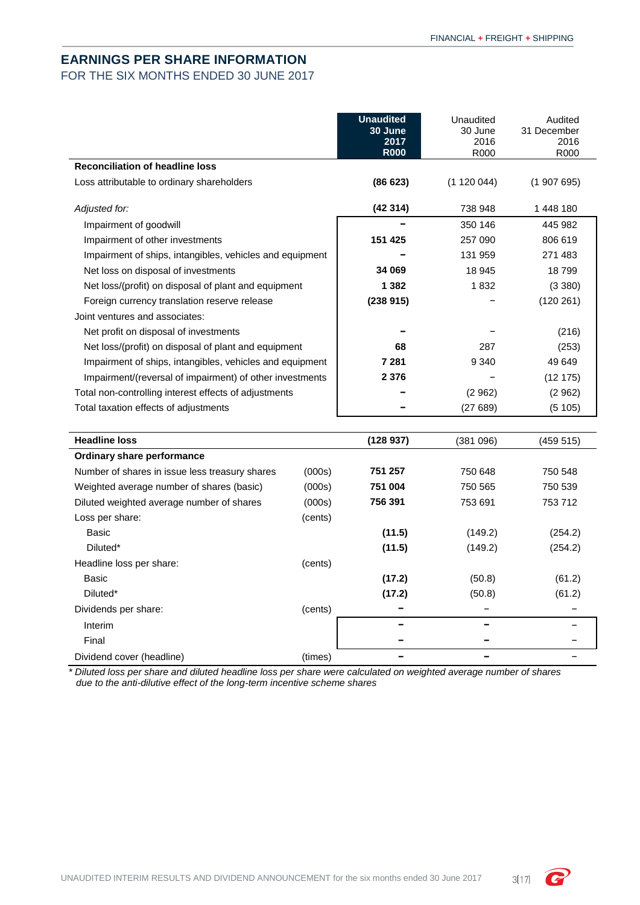## EARNINGS PER SHARE INFORMATION

FOR THE SIX MONTHS ENDED 30 JUNE 2017

| | | **Unaudited 30 June 2017 R000** | Unaudited 30 June 2016 R000 | Audited 31 December 2016 R000 |
|---|---|---|---|---|
| **Reconciliation of headline loss** | | | | |
| Loss attributable to ordinary shareholders | | **(86 623)** | (1 120 044) | (1 907 695) |
| *Adjusted for:* | | **(42 314)** | 738 948 | 1 448 180 |
| Impairment of goodwill | | **–** | 350 146 | 445 982 |
| Impairment of other investments | | **151 425** | 257 090 | 806 619 |
| Impairment of ships, intangibles, vehicles and equipment | | **–** | 131 959 | 271 483 |
| Net loss on disposal of investments | | **34 069** | 18 945 | 18 799 |
| Net loss/(profit) on disposal of plant and equipment | | **1 382** | 1 832 | (3 380) |
| Foreign currency translation reserve release | | **(238 915)** | – | (120 261) |
| Joint ventures and associates: | | | | |
| Net profit on disposal of investments | | **–** | – | (216) |
| Net loss/(profit) on disposal of plant and equipment | | **68** | 287 | (253) |
| Impairment of ships, intangibles, vehicles and equipment | | **7 281** | 9 340 | 49 649 |
| Impairment/(reversal of impairment) of other investments | | **2 376** | – | (12 175) |
| Total non-controlling interest effects of adjustments | | **–** | (2 962) | (2 962) |
| Total taxation effects of adjustments | | **–** | (27 689) | (5 105) |
| **Headline loss** | | **(128 937)** | (381 096) | (459 515) |
| **Ordinary share performance** | | | | |
| Number of shares in issue less treasury shares | (000s) | **751 257** | 750 648 | 750 548 |
| Weighted average number of shares (basic) | (000s) | **751 004** | 750 565 | 750 539 |
| Diluted weighted average number of shares | (000s) | **756 391** | 753 691 | 753 712 |
| Loss per share: | (cents) | | | |
| Basic | | **(11.5)** | (149.2) | (254.2) |
| Diluted* | | **(11.5)** | (149.2) | (254.2) |
| Headline loss per share: | (cents) | | | |
| Basic | | **(17.2)** | (50.8) | (61.2) |
| Diluted* | | **(17.2)** | (50.8) | (61.2) |
| Dividends per share: | (cents) | **–** | – | – |
| Interim | | **–** | – | – |
| Final | | **–** | – | – |
| Dividend cover (headline) | (times) | **–** | – | – |

*\* Diluted loss per share and diluted headline loss per share were calculated on weighted average number of shares due to the anti-dilutive effect of the long-term incentive scheme shares*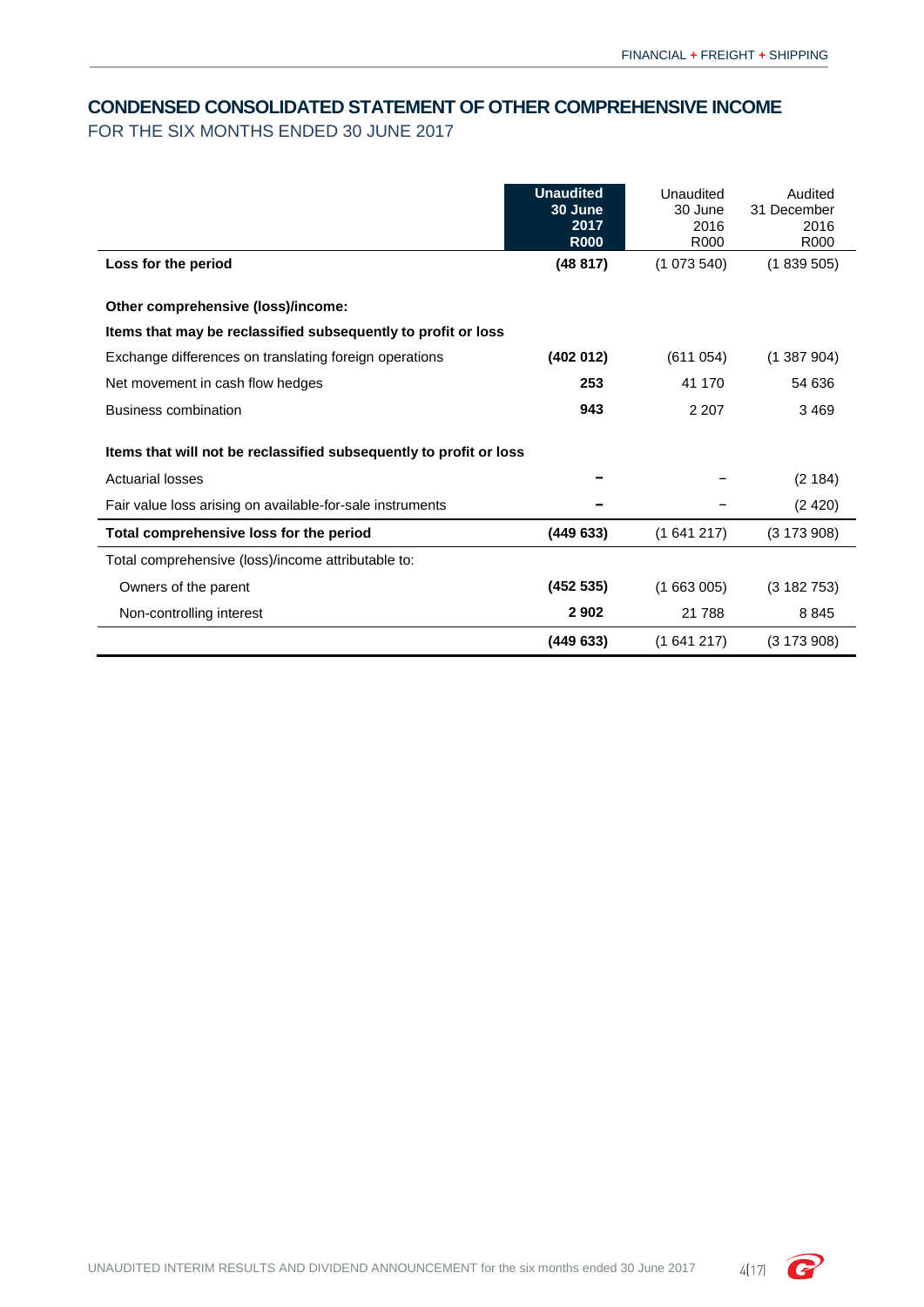# CONDENSED CONSOLIDATED STATEMENT OF OTHER COMPREHENSIVE INCOME

FOR THE SIX MONTHS ENDED 30 JUNE 2017

| | **Unaudited 30 June 2017 R000** | Unaudited 30 June 2016 R000 | Audited 31 December 2016 R000 |
|---|---|---|---|
| **Loss for the period** | **(48 817)** | (1 073 540) | (1 839 505) |
| **Other comprehensive (loss)/income:** | | | |
| **Items that may be reclassified subsequently to profit or loss** | | | |
| Exchange differences on translating foreign operations | **(402 012)** | (611 054) | (1 387 904) |
| Net movement in cash flow hedges | **253** | 41 170 | 54 636 |
| Business combination | **943** | 2 207 | 3 469 |
| **Items that will not be reclassified subsequently to profit or loss** | | | |
| Actuarial losses | **–** | – | (2 184) |
| Fair value loss arising on available-for-sale instruments | **–** | – | (2 420) |
| **Total comprehensive loss for the period** | **(449 633)** | (1 641 217) | (3 173 908) |
| Total comprehensive (loss)/income attributable to: | | | |
| Owners of the parent | **(452 535)** | (1 663 005) | (3 182 753) |
| Non-controlling interest | **2 902** | 21 788 | 8 845 |
| | **(449 633)** | (1 641 217) | (3 173 908) |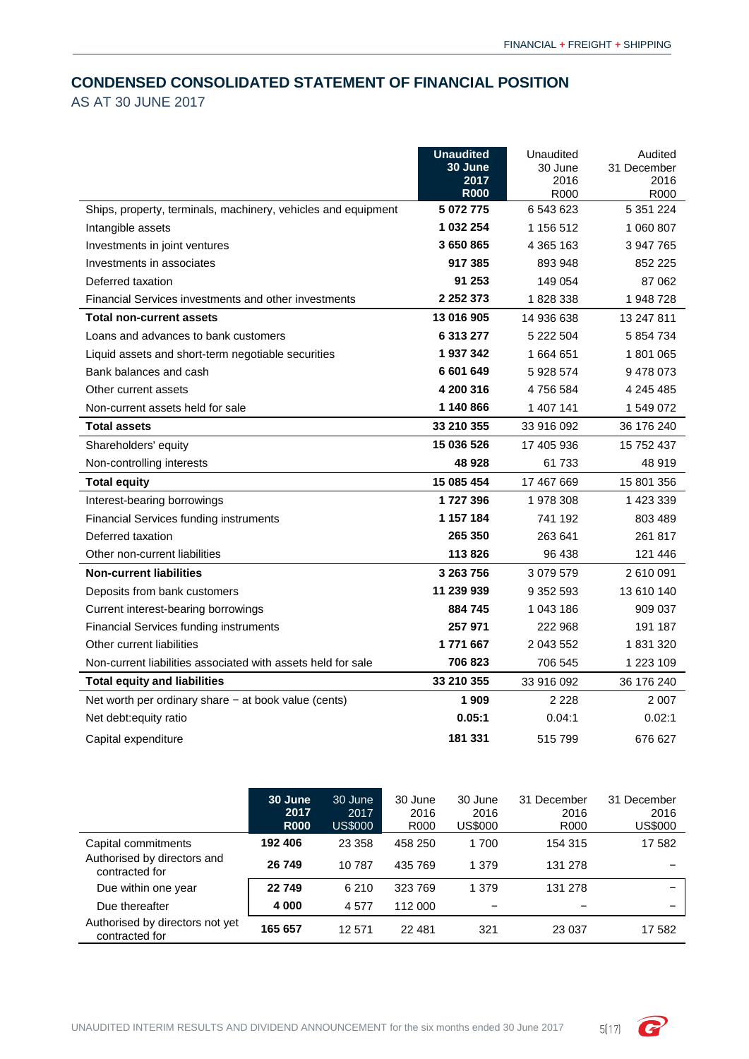# CONDENSED CONSOLIDATED STATEMENT OF FINANCIAL POSITION

AS AT 30 JUNE 2017

| | **Unaudited 30 June 2017 R000** | Unaudited 30 June 2016 R000 | Audited 31 December 2016 R000 |
|---|---|---|---|
| Ships, property, terminals, machinery, vehicles and equipment | **5 072 775** | 6 543 623 | 5 351 224 |
| Intangible assets | **1 032 254** | 1 156 512 | 1 060 807 |
| Investments in joint ventures | **3 650 865** | 4 365 163 | 3 947 765 |
| Investments in associates | **917 385** | 893 948 | 852 225 |
| Deferred taxation | **91 253** | 149 054 | 87 062 |
| Financial Services investments and other investments | **2 252 373** | 1 828 338 | 1 948 728 |
| **Total non-current assets** | **13 016 905** | 14 936 638 | 13 247 811 |
| Loans and advances to bank customers | **6 313 277** | 5 222 504 | 5 854 734 |
| Liquid assets and short-term negotiable securities | **1 937 342** | 1 664 651 | 1 801 065 |
| Bank balances and cash | **6 601 649** | 5 928 574 | 9 478 073 |
| Other current assets | **4 200 316** | 4 756 584 | 4 245 485 |
| Non-current assets held for sale | **1 140 866** | 1 407 141 | 1 549 072 |
| **Total assets** | **33 210 355** | 33 916 092 | 36 176 240 |
| Shareholders' equity | **15 036 526** | 17 405 936 | 15 752 437 |
| Non-controlling interests | **48 928** | 61 733 | 48 919 |
| **Total equity** | **15 085 454** | 17 467 669 | 15 801 356 |
| Interest-bearing borrowings | **1 727 396** | 1 978 308 | 1 423 339 |
| Financial Services funding instruments | **1 157 184** | 741 192 | 803 489 |
| Deferred taxation | **265 350** | 263 641 | 261 817 |
| Other non-current liabilities | **113 826** | 96 438 | 121 446 |
| **Non-current liabilities** | **3 263 756** | 3 079 579 | 2 610 091 |
| Deposits from bank customers | **11 239 939** | 9 352 593 | 13 610 140 |
| Current interest-bearing borrowings | **884 745** | 1 043 186 | 909 037 |
| Financial Services funding instruments | **257 971** | 222 968 | 191 187 |
| Other current liabilities | **1 771 667** | 2 043 552 | 1 831 320 |
| Non-current liabilities associated with assets held for sale | **706 823** | 706 545 | 1 223 109 |
| **Total equity and liabilities** | **33 210 355** | 33 916 092 | 36 176 240 |
| Net worth per ordinary share – at book value (cents) | **1 909** | 2 228 | 2 007 |
| Net debt:equity ratio | **0.05:1** | 0.04:1 | 0.02:1 |
| Capital expenditure | **181 331** | 515 799 | 676 627 |

| | **30 June 2017 R000** | 30 June 2017 US$000 | 30 June 2016 R000 | 30 June 2016 US$000 | 31 December 2016 R000 | 31 December 2016 US$000 |
|---|---|---|---|---|---|---|
| Capital commitments | **192 406** | 23 358 | 458 250 | 1 700 | 154 315 | 17 582 |
| Authorised by directors and contracted for | **26 749** | 10 787 | 435 769 | 1 379 | 131 278 | – |
| Due within one year | **22 749** | 6 210 | 323 769 | 1 379 | 131 278 | – |
| Due thereafter | **4 000** | 4 577 | 112 000 | – | – | – |
| Authorised by directors not yet contracted for | **165 657** | 12 571 | 22 481 | 321 | 23 037 | 17 582 |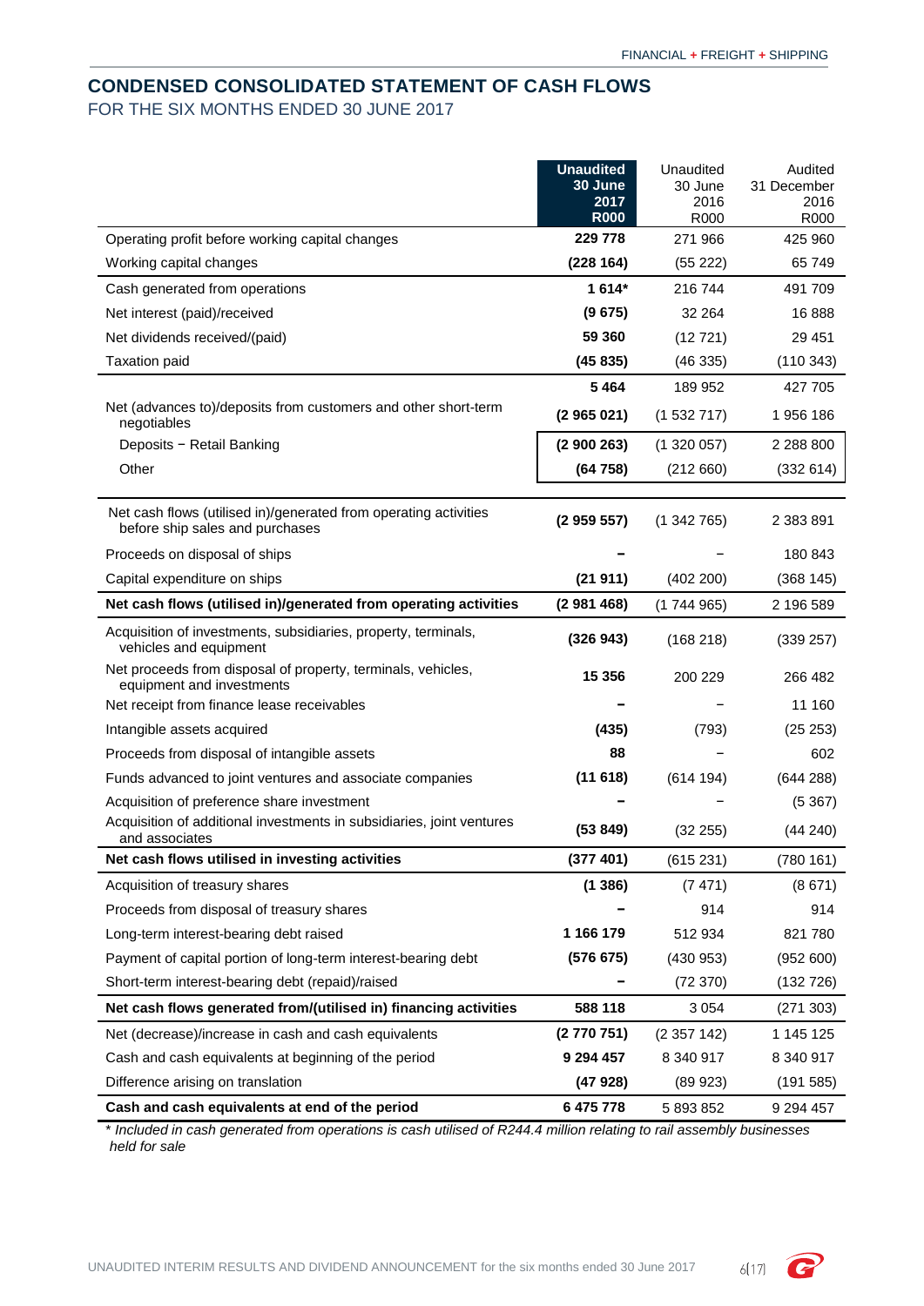## CONDENSED CONSOLIDATED STATEMENT OF CASH FLOWS

FOR THE SIX MONTHS ENDED 30 JUNE 2017

| | **Unaudited 30 June 2017 R000** | Unaudited 30 June 2016 R000 | Audited 31 December 2016 R000 |
|---|---|---|---|
| Operating profit before working capital changes | **229 778** | 271 966 | 425 960 |
| Working capital changes | **(228 164)** | (55 222) | 65 749 |
| Cash generated from operations | **1 614*** | 216 744 | 491 709 |
| Net interest (paid)/received | **(9 675)** | 32 264 | 16 888 |
| Net dividends received/(paid) | **59 360** | (12 721) | 29 451 |
| Taxation paid | **(45 835)** | (46 335) | (110 343) |
| | **5 464** | 189 952 | 427 705 |
| Net (advances to)/deposits from customers and other short-term negotiables | **(2 965 021)** | (1 532 717) | 1 956 186 |
| Deposits − Retail Banking | **(2 900 263)** | (1 320 057) | 2 288 800 |
| Other | **(64 758)** | (212 660) | (332 614) |
| Net cash flows (utilised in)/generated from operating activities before ship sales and purchases | **(2 959 557)** | (1 342 765) | 2 383 891 |
| Proceeds on disposal of ships | **–** | – | 180 843 |
| Capital expenditure on ships | **(21 911)** | (402 200) | (368 145) |
| **Net cash flows (utilised in)/generated from operating activities** | **(2 981 468)** | (1 744 965) | 2 196 589 |
| Acquisition of investments, subsidiaries, property, terminals, vehicles and equipment | **(326 943)** | (168 218) | (339 257) |
| Net proceeds from disposal of property, terminals, vehicles, equipment and investments | **15 356** | 200 229 | 266 482 |
| Net receipt from finance lease receivables | **–** | – | 11 160 |
| Intangible assets acquired | **(435)** | (793) | (25 253) |
| Proceeds from disposal of intangible assets | **88** | – | 602 |
| Funds advanced to joint ventures and associate companies | **(11 618)** | (614 194) | (644 288) |
| Acquisition of preference share investment | **–** | – | (5 367) |
| Acquisition of additional investments in subsidiaries, joint ventures and associates | **(53 849)** | (32 255) | (44 240) |
| **Net cash flows utilised in investing activities** | **(377 401)** | (615 231) | (780 161) |
| Acquisition of treasury shares | **(1 386)** | (7 471) | (8 671) |
| Proceeds from disposal of treasury shares | **–** | 914 | 914 |
| Long-term interest-bearing debt raised | **1 166 179** | 512 934 | 821 780 |
| Payment of capital portion of long-term interest-bearing debt | **(576 675)** | (430 953) | (952 600) |
| Short-term interest-bearing debt (repaid)/raised | **–** | (72 370) | (132 726) |
| **Net cash flows generated from/(utilised in) financing activities** | **588 118** | 3 054 | (271 303) |
| Net (decrease)/increase in cash and cash equivalents | **(2 770 751)** | (2 357 142) | 1 145 125 |
| Cash and cash equivalents at beginning of the period | **9 294 457** | 8 340 917 | 8 340 917 |
| Difference arising on translation | **(47 928)** | (89 923) | (191 585) |
| **Cash and cash equivalents at end of the period** | **6 475 778** | 5 893 852 | 9 294 457 |

*\* Included in cash generated from operations is cash utilised of R244.4 million relating to rail assembly businesses held for sale*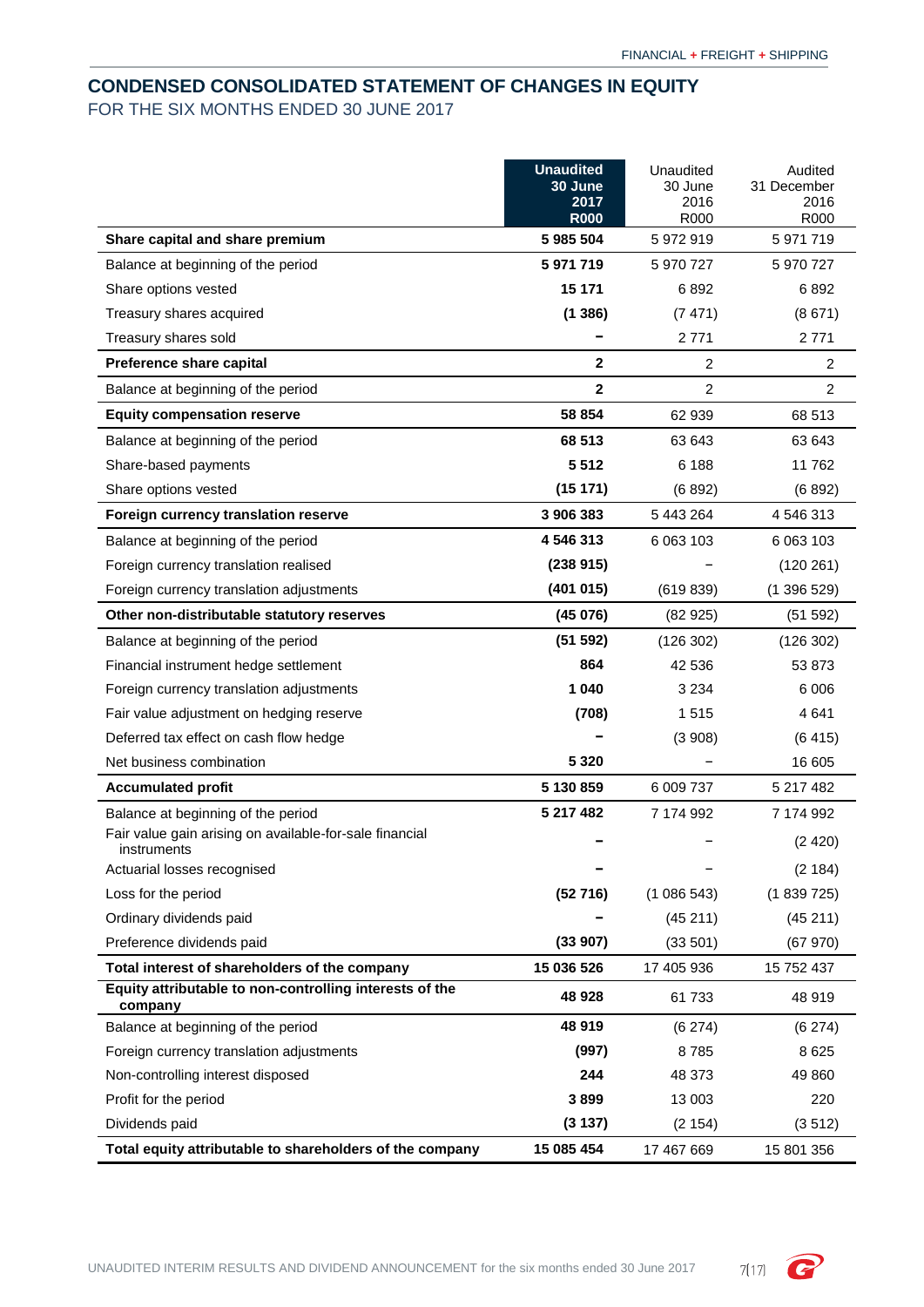## CONDENSED CONSOLIDATED STATEMENT OF CHANGES IN EQUITY

FOR THE SIX MONTHS ENDED 30 JUNE 2017

| | **Unaudited 30 June 2017 R000** | Unaudited 30 June 2016 R000 | Audited 31 December 2016 R000 |
|---|---|---|---|
| **Share capital and share premium** | **5 985 504** | 5 972 919 | 5 971 719 |
| Balance at beginning of the period | **5 971 719** | 5 970 727 | 5 970 727 |
| Share options vested | **15 171** | 6 892 | 6 892 |
| Treasury shares acquired | **(1 386)** | (7 471) | (8 671) |
| Treasury shares sold | **–** | 2 771 | 2 771 |
| **Preference share capital** | **2** | 2 | 2 |
| Balance at beginning of the period | **2** | 2 | 2 |
| **Equity compensation reserve** | **58 854** | 62 939 | 68 513 |
| Balance at beginning of the period | **68 513** | 63 643 | 63 643 |
| Share-based payments | **5 512** | 6 188 | 11 762 |
| Share options vested | **(15 171)** | (6 892) | (6 892) |
| **Foreign currency translation reserve** | **3 906 383** | 5 443 264 | 4 546 313 |
| Balance at beginning of the period | **4 546 313** | 6 063 103 | 6 063 103 |
| Foreign currency translation realised | **(238 915)** | – | (120 261) |
| Foreign currency translation adjustments | **(401 015)** | (619 839) | (1 396 529) |
| **Other non-distributable statutory reserves** | **(45 076)** | (82 925) | (51 592) |
| Balance at beginning of the period | **(51 592)** | (126 302) | (126 302) |
| Financial instrument hedge settlement | **864** | 42 536 | 53 873 |
| Foreign currency translation adjustments | **1 040** | 3 234 | 6 006 |
| Fair value adjustment on hedging reserve | **(708)** | 1 515 | 4 641 |
| Deferred tax effect on cash flow hedge | **–** | (3 908) | (6 415) |
| Net business combination | **5 320** | – | 16 605 |
| **Accumulated profit** | **5 130 859** | 6 009 737 | 5 217 482 |
| Balance at beginning of the period | **5 217 482** | 7 174 992 | 7 174 992 |
| Fair value gain arising on available-for-sale financial instruments | **–** | – | (2 420) |
| Actuarial losses recognised | **–** | – | (2 184) |
| Loss for the period | **(52 716)** | (1 086 543) | (1 839 725) |
| Ordinary dividends paid | **–** | (45 211) | (45 211) |
| Preference dividends paid | **(33 907)** | (33 501) | (67 970) |
| **Total interest of shareholders of the company** | **15 036 526** | 17 405 936 | 15 752 437 |
| **Equity attributable to non-controlling interests of the company** | **48 928** | 61 733 | 48 919 |
| Balance at beginning of the period | **48 919** | (6 274) | (6 274) |
| Foreign currency translation adjustments | **(997)** | 8 785 | 8 625 |
| Non-controlling interest disposed | **244** | 48 373 | 49 860 |
| Profit for the period | **3 899** | 13 003 | 220 |
| Dividends paid | **(3 137)** | (2 154) | (3 512) |
| **Total equity attributable to shareholders of the company** | **15 085 454** | 17 467 669 | 15 801 356 |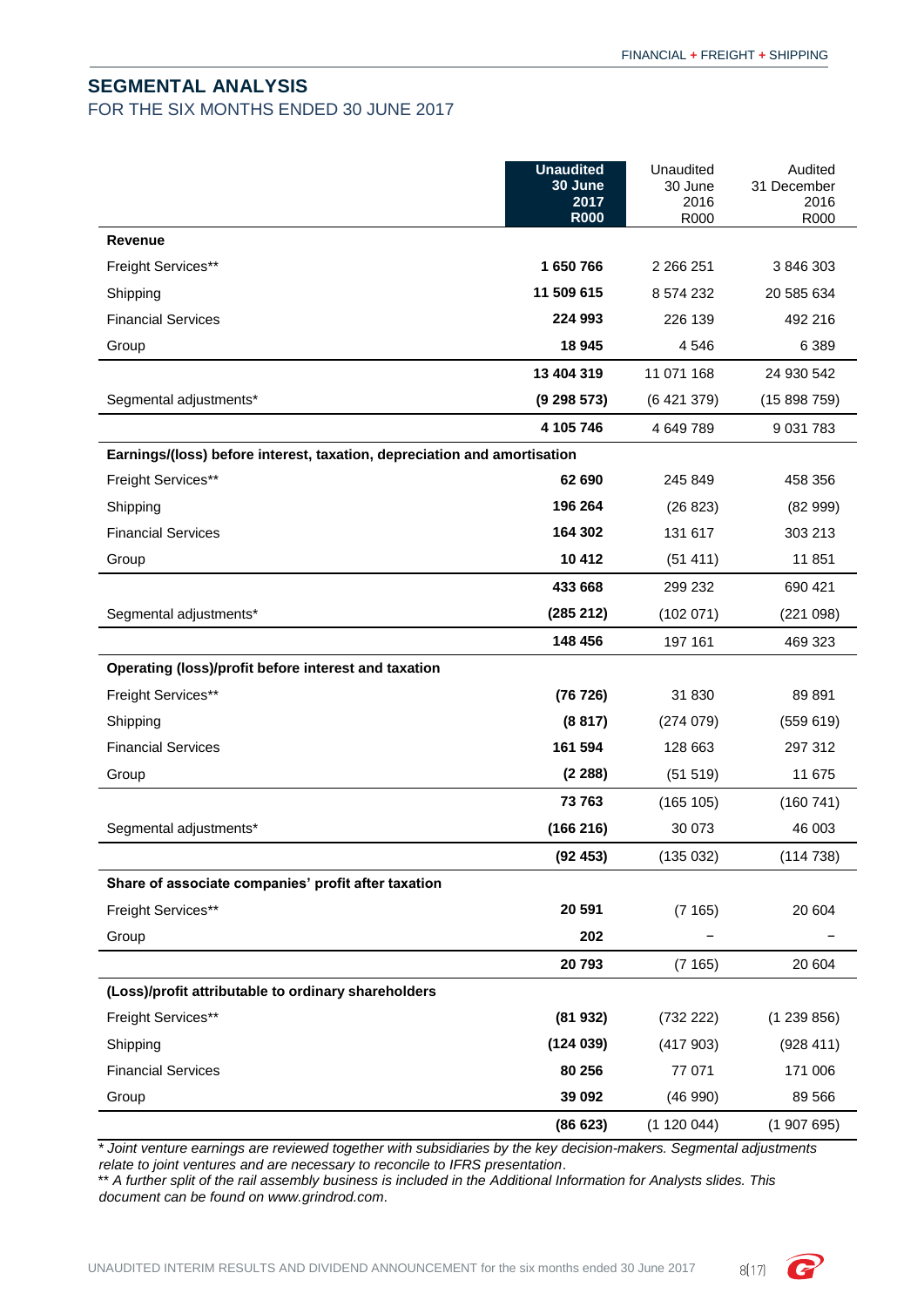## SEGMENTAL ANALYSIS

FOR THE SIX MONTHS ENDED 30 JUNE 2017

| | **Unaudited 30 June 2017 R000** | Unaudited 30 June 2016 R000 | Audited 31 December 2016 R000 |
|---|---|---|---|
| **Revenue** | | | |
| Freight Services** | **1 650 766** | 2 266 251 | 3 846 303 |
| Shipping | **11 509 615** | 8 574 232 | 20 585 634 |
| Financial Services | **224 993** | 226 139 | 492 216 |
| Group | **18 945** | 4 546 | 6 389 |
| | **13 404 319** | 11 071 168 | 24 930 542 |
| Segmental adjustments* | **(9 298 573)** | (6 421 379) | (15 898 759) |
| | **4 105 746** | 4 649 789 | 9 031 783 |
| **Earnings/(loss) before interest, taxation, depreciation and amortisation** | | | |
| Freight Services** | **62 690** | 245 849 | 458 356 |
| Shipping | **196 264** | (26 823) | (82 999) |
| Financial Services | **164 302** | 131 617 | 303 213 |
| Group | **10 412** | (51 411) | 11 851 |
| | **433 668** | 299 232 | 690 421 |
| Segmental adjustments* | **(285 212)** | (102 071) | (221 098) |
| | **148 456** | 197 161 | 469 323 |
| **Operating (loss)/profit before interest and taxation** | | | |
| Freight Services** | **(76 726)** | 31 830 | 89 891 |
| Shipping | **(8 817)** | (274 079) | (559 619) |
| Financial Services | **161 594** | 128 663 | 297 312 |
| Group | **(2 288)** | (51 519) | 11 675 |
| | **73 763** | (165 105) | (160 741) |
| Segmental adjustments* | **(166 216)** | 30 073 | 46 003 |
| | **(92 453)** | (135 032) | (114 738) |
| **Share of associate companies' profit after taxation** | | | |
| Freight Services** | **20 591** | (7 165) | 20 604 |
| Group | **202** | – | – |
| | **20 793** | (7 165) | 20 604 |
| **(Loss)/profit attributable to ordinary shareholders** | | | |
| Freight Services** | **(81 932)** | (732 222) | (1 239 856) |
| Shipping | **(124 039)** | (417 903) | (928 411) |
| Financial Services | **80 256** | 77 071 | 171 006 |
| Group | **39 092** | (46 990) | 89 566 |
| | **(86 623)** | (1 120 044) | (1 907 695) |

*\* Joint venture earnings are reviewed together with subsidiaries by the key decision-makers. Segmental adjustments relate to joint ventures and are necessary to reconcile to IFRS presentation.*

*\*\* A further split of the rail assembly business is included in the Additional Information for Analysts slides. This document can be found on www.grindrod.com.*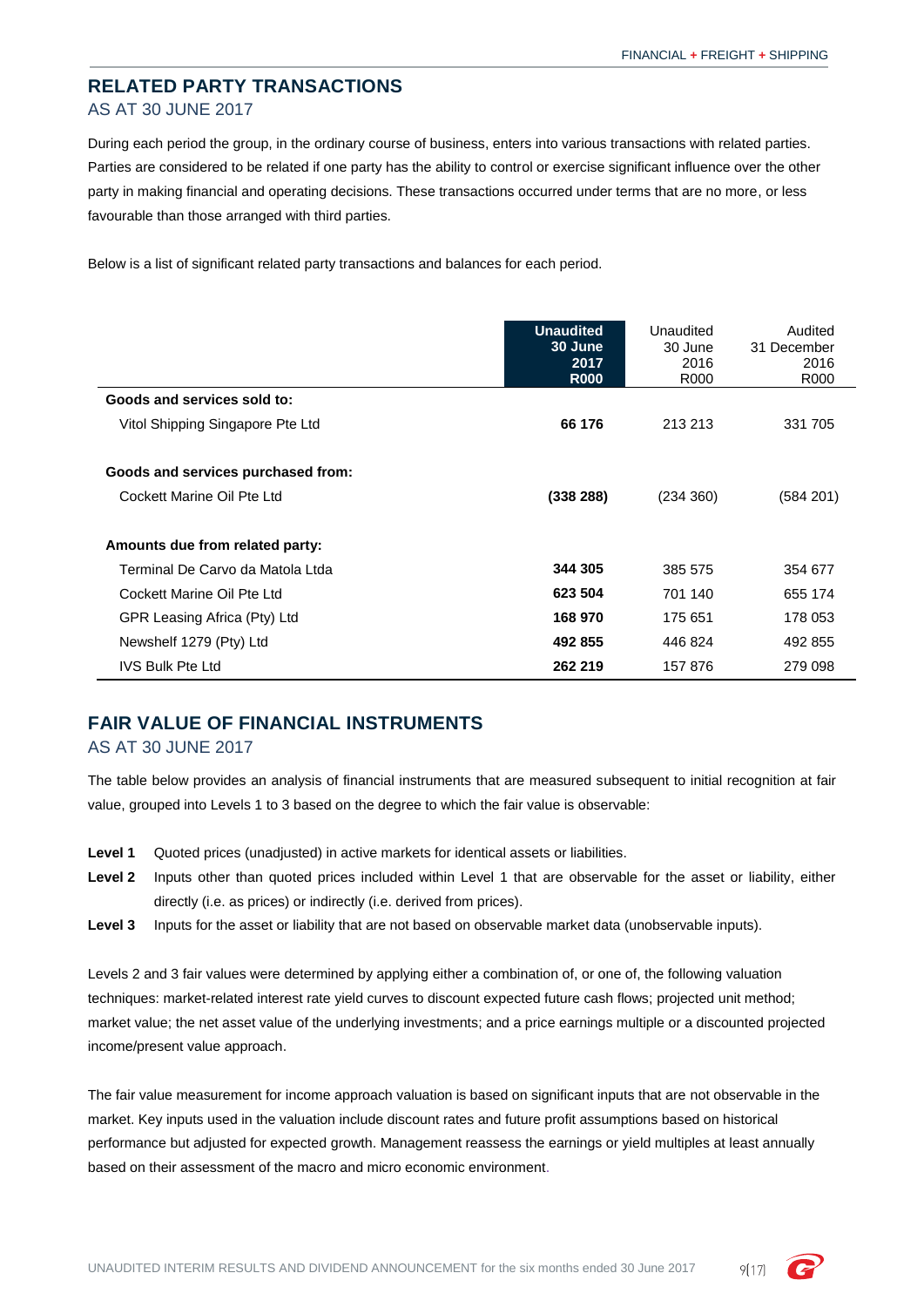## RELATED PARTY TRANSACTIONS

AS AT 30 JUNE 2017

During each period the group, in the ordinary course of business, enters into various transactions with related parties. Parties are considered to be related if one party has the ability to control or exercise significant influence over the other party in making financial and operating decisions. These transactions occurred under terms that are no more, or less favourable than those arranged with third parties.

Below is a list of significant related party transactions and balances for each period.

| | **Unaudited 30 June 2017 R000** | Unaudited 30 June 2016 R000 | Audited 31 December 2016 R000 |
|---|---|---|---|
| **Goods and services sold to:** | | | |
| Vitol Shipping Singapore Pte Ltd | **66 176** | 213 213 | 331 705 |
| **Goods and services purchased from:** | | | |
| Cockett Marine Oil Pte Ltd | **(338 288)** | (234 360) | (584 201) |
| **Amounts due from related party:** | | | |
| Terminal De Carvo da Matola Ltda | **344 305** | 385 575 | 354 677 |
| Cockett Marine Oil Pte Ltd | **623 504** | 701 140 | 655 174 |
| GPR Leasing Africa (Pty) Ltd | **168 970** | 175 651 | 178 053 |
| Newshelf 1279 (Pty) Ltd | **492 855** | 446 824 | 492 855 |
| IVS Bulk Pte Ltd | **262 219** | 157 876 | 279 098 |

## FAIR VALUE OF FINANCIAL INSTRUMENTS

AS AT 30 JUNE 2017

The table below provides an analysis of financial instruments that are measured subsequent to initial recognition at fair value, grouped into Levels 1 to 3 based on the degree to which the fair value is observable:

**Level 1** Quoted prices (unadjusted) in active markets for identical assets or liabilities.

**Level 2** Inputs other than quoted prices included within Level 1 that are observable for the asset or liability, either directly (i.e. as prices) or indirectly (i.e. derived from prices).

**Level 3** Inputs for the asset or liability that are not based on observable market data (unobservable inputs).

Levels 2 and 3 fair values were determined by applying either a combination of, or one of, the following valuation techniques: market-related interest rate yield curves to discount expected future cash flows; projected unit method; market value; the net asset value of the underlying investments; and a price earnings multiple or a discounted projected income/present value approach.

The fair value measurement for income approach valuation is based on significant inputs that are not observable in the market. Key inputs used in the valuation include discount rates and future profit assumptions based on historical performance but adjusted for expected growth. Management reassess the earnings or yield multiples at least annually based on their assessment of the macro and micro economic environment.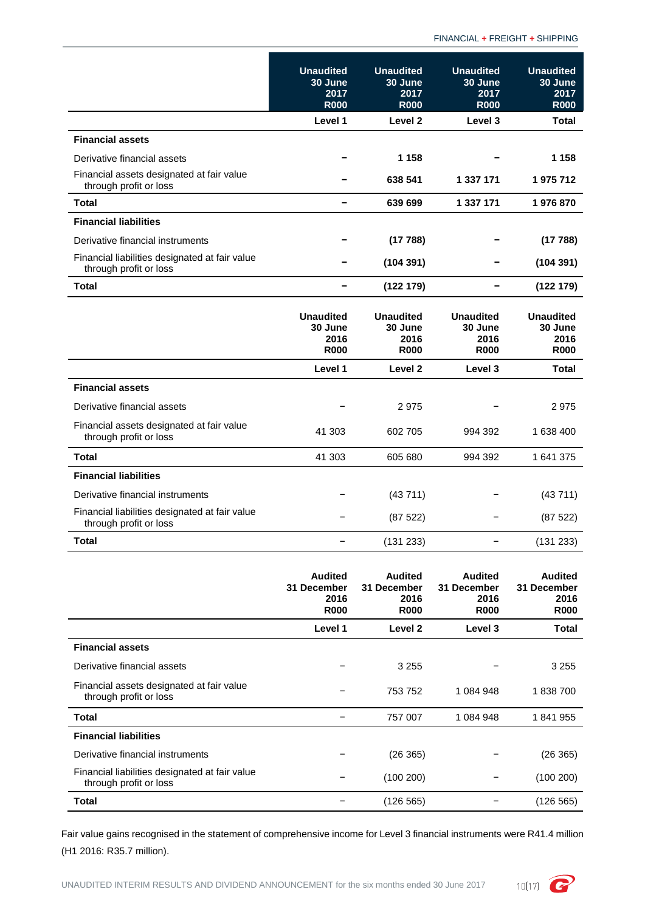| | Unaudited 30 June 2017 R000 | Unaudited 30 June 2017 R000 | Unaudited 30 June 2017 R000 | Unaudited 30 June 2017 R000 |
|---|---|---|---|---|
| | **Level 1** | **Level 2** | **Level 3** | **Total** |
| **Financial assets** | | | | |
| Derivative financial assets | **–** | **1 158** | **–** | **1 158** |
| Financial assets designated at fair value through profit or loss | **–** | **638 541** | **1 337 171** | **1 975 712** |
| **Total** | **–** | **639 699** | **1 337 171** | **1 976 870** |
| **Financial liabilities** | | | | |
| Derivative financial instruments | **–** | **(17 788)** | **–** | **(17 788)** |
| Financial liabilities designated at fair value through profit or loss | **–** | **(104 391)** | **–** | **(104 391)** |
| **Total** | **–** | **(122 179)** | **–** | **(122 179)** |

| | Unaudited 30 June 2016 R000 | Unaudited 30 June 2016 R000 | Unaudited 30 June 2016 R000 | Unaudited 30 June 2016 R000 |
|---|---|---|---|---|
| | **Level 1** | **Level 2** | **Level 3** | **Total** |
| **Financial assets** | | | | |
| Derivative financial assets | – | 2 975 | – | 2 975 |
| Financial assets designated at fair value through profit or loss | 41 303 | 602 705 | 994 392 | 1 638 400 |
| **Total** | 41 303 | 605 680 | 994 392 | 1 641 375 |
| **Financial liabilities** | | | | |
| Derivative financial instruments | – | (43 711) | – | (43 711) |
| Financial liabilities designated at fair value through profit or loss | – | (87 522) | – | (87 522) |
| **Total** | – | (131 233) | – | (131 233) |

| | Audited 31 December 2016 R000 | Audited 31 December 2016 R000 | Audited 31 December 2016 R000 | Audited 31 December 2016 R000 |
|---|---|---|---|---|
| | **Level 1** | **Level 2** | **Level 3** | **Total** |
| **Financial assets** | | | | |
| Derivative financial assets | – | 3 255 | – | 3 255 |
| Financial assets designated at fair value through profit or loss | – | 753 752 | 1 084 948 | 1 838 700 |
| **Total** | – | 757 007 | 1 084 948 | 1 841 955 |
| **Financial liabilities** | | | | |
| Derivative financial instruments | – | (26 365) | – | (26 365) |
| Financial liabilities designated at fair value through profit or loss | – | (100 200) | – | (100 200) |
| **Total** | – | (126 565) | – | (126 565) |

Fair value gains recognised in the statement of comprehensive income for Level 3 financial instruments were R41.4 million (H1 2016: R35.7 million).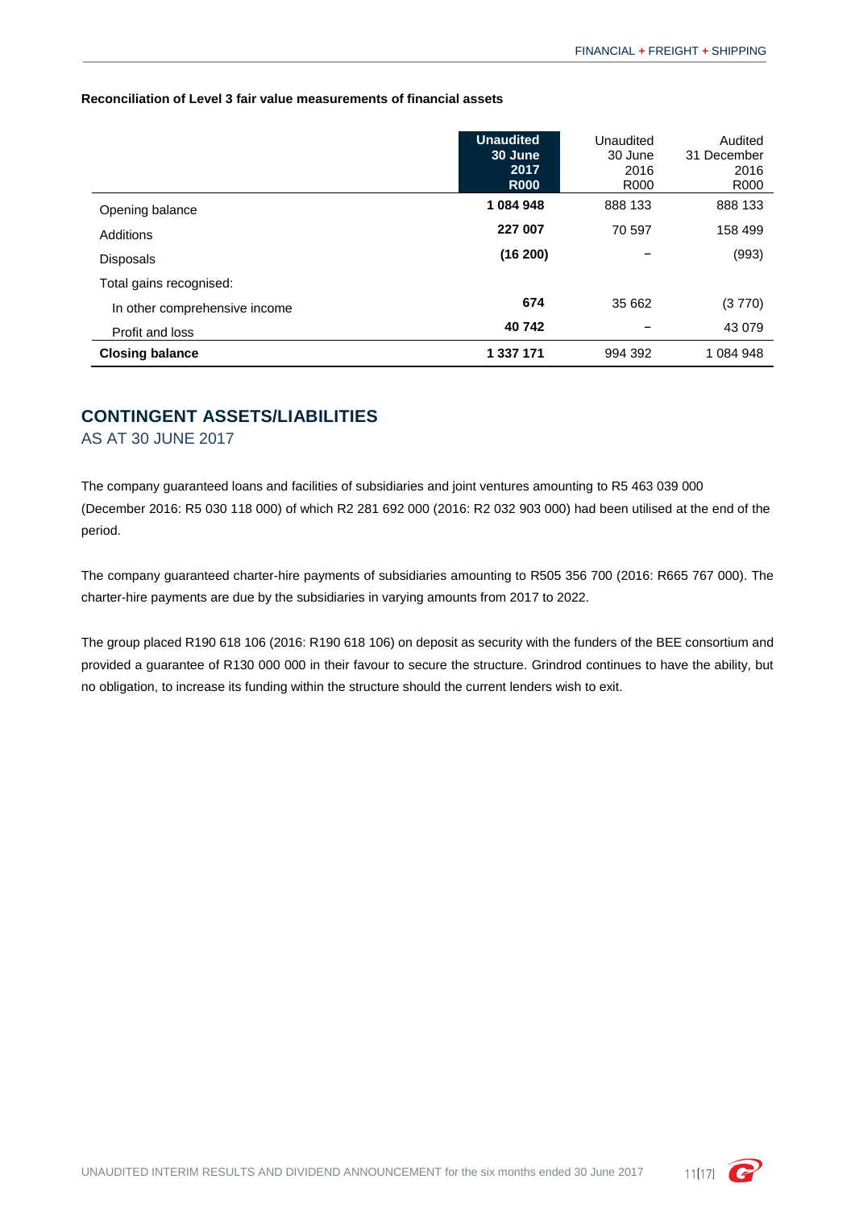**Reconciliation of Level 3 fair value measurements of financial assets**

| | **Unaudited 30 June 2017 R000** | Unaudited 30 June 2016 R000 | Audited 31 December 2016 R000 |
|---|---|---|---|
| Opening balance | **1 084 948** | 888 133 | 888 133 |
| Additions | **227 007** | 70 597 | 158 499 |
| Disposals | **(16 200)** | – | (993) |
| Total gains recognised: | | | |
| In other comprehensive income | **674** | 35 662 | (3 770) |
| Profit and loss | **40 742** | – | 43 079 |
| **Closing balance** | **1 337 171** | 994 392 | 1 084 948 |

## CONTINGENT ASSETS/LIABILITIES

AS AT 30 JUNE 2017

The company guaranteed loans and facilities of subsidiaries and joint ventures amounting to R5 463 039 000 (December 2016: R5 030 118 000) of which R2 281 692 000 (2016: R2 032 903 000) had been utilised at the end of the period.

The company guaranteed charter-hire payments of subsidiaries amounting to R505 356 700 (2016: R665 767 000). The charter-hire payments are due by the subsidiaries in varying amounts from 2017 to 2022.

The group placed R190 618 106 (2016: R190 618 106) on deposit as security with the funders of the BEE consortium and provided a guarantee of R130 000 000 in their favour to secure the structure. Grindrod continues to have the ability, but no obligation, to increase its funding within the structure should the current lenders wish to exit.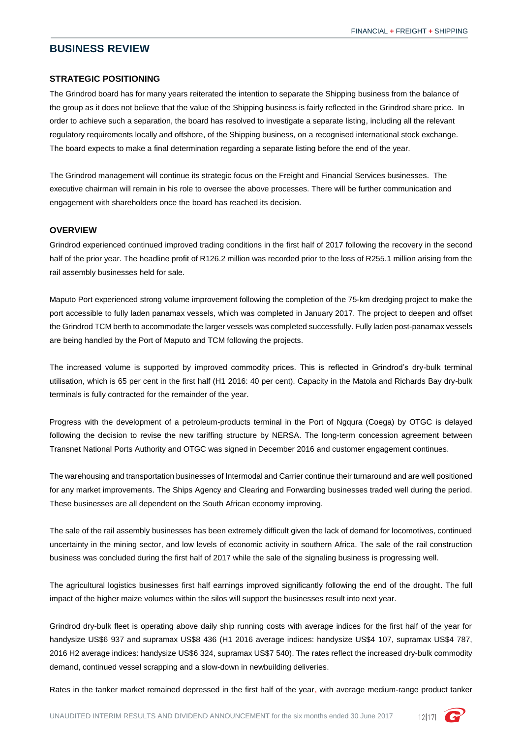# BUSINESS REVIEW

## STRATEGIC POSITIONING

The Grindrod board has for many years reiterated the intention to separate the Shipping business from the balance of the group as it does not believe that the value of the Shipping business is fairly reflected in the Grindrod share price. In order to achieve such a separation, the board has resolved to investigate a separate listing, including all the relevant regulatory requirements locally and offshore, of the Shipping business, on a recognised international stock exchange. The board expects to make a final determination regarding a separate listing before the end of the year.

The Grindrod management will continue its strategic focus on the Freight and Financial Services businesses. The executive chairman will remain in his role to oversee the above processes. There will be further communication and engagement with shareholders once the board has reached its decision.

## OVERVIEW

Grindrod experienced continued improved trading conditions in the first half of 2017 following the recovery in the second half of the prior year. The headline profit of R126.2 million was recorded prior to the loss of R255.1 million arising from the rail assembly businesses held for sale.

Maputo Port experienced strong volume improvement following the completion of the 75-km dredging project to make the port accessible to fully laden panamax vessels, which was completed in January 2017. The project to deepen and offset the Grindrod TCM berth to accommodate the larger vessels was completed successfully. Fully laden post-panamax vessels are being handled by the Port of Maputo and TCM following the projects.

The increased volume is supported by improved commodity prices. This is reflected in Grindrod's dry-bulk terminal utilisation, which is 65 per cent in the first half (H1 2016: 40 per cent). Capacity in the Matola and Richards Bay dry-bulk terminals is fully contracted for the remainder of the year.

Progress with the development of a petroleum-products terminal in the Port of Ngqura (Coega) by OTGC is delayed following the decision to revise the new tariffing structure by NERSA. The long-term concession agreement between Transnet National Ports Authority and OTGC was signed in December 2016 and customer engagement continues.

The warehousing and transportation businesses of Intermodal and Carrier continue their turnaround and are well positioned for any market improvements. The Ships Agency and Clearing and Forwarding businesses traded well during the period. These businesses are all dependent on the South African economy improving.

The sale of the rail assembly businesses has been extremely difficult given the lack of demand for locomotives, continued uncertainty in the mining sector, and low levels of economic activity in southern Africa. The sale of the rail construction business was concluded during the first half of 2017 while the sale of the signaling business is progressing well.

The agricultural logistics businesses first half earnings improved significantly following the end of the drought. The full impact of the higher maize volumes within the silos will support the businesses result into next year.

Grindrod dry-bulk fleet is operating above daily ship running costs with average indices for the first half of the year for handysize US$6 937 and supramax US$8 436 (H1 2016 average indices: handysize US$4 107, supramax US$4 787, 2016 H2 average indices: handysize US$6 324, supramax US$7 540). The rates reflect the increased dry-bulk commodity demand, continued vessel scrapping and a slow-down in newbuilding deliveries.

Rates in the tanker market remained depressed in the first half of the year, with average medium-range product tanker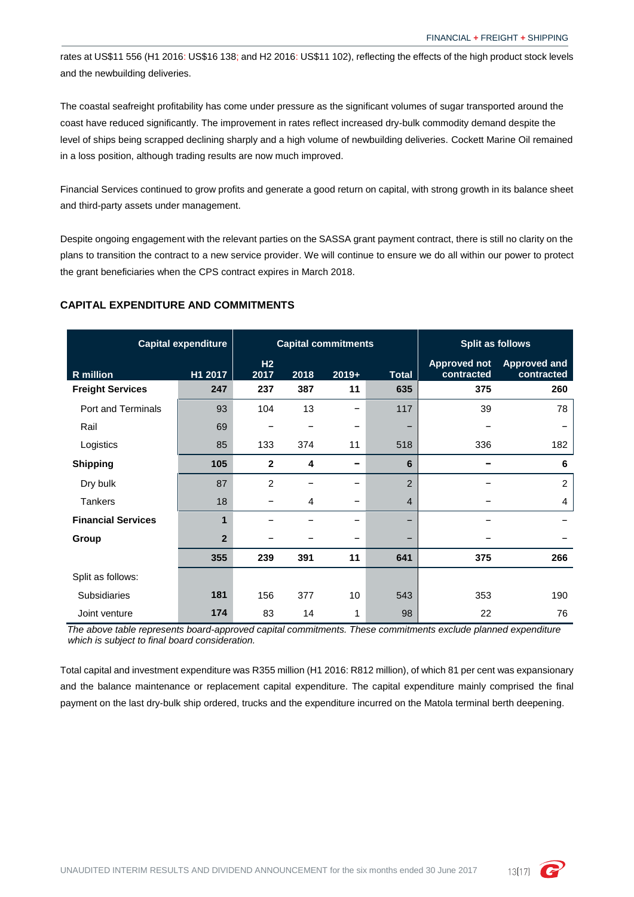rates at US$11 556 (H1 2016: US$16 138; and H2 2016: US$11 102), reflecting the effects of the high product stock levels and the newbuilding deliveries.

The coastal seafreight profitability has come under pressure as the significant volumes of sugar transported around the coast have reduced significantly. The improvement in rates reflect increased dry-bulk commodity demand despite the level of ships being scrapped declining sharply and a high volume of newbuilding deliveries. Cockett Marine Oil remained in a loss position, although trading results are now much improved.

Financial Services continued to grow profits and generate a good return on capital, with strong growth in its balance sheet and third-party assets under management.

Despite ongoing engagement with the relevant parties on the SASSA grant payment contract, there is still no clarity on the plans to transition the contract to a new service provider. We will continue to ensure we do all within our power to protect the grant beneficiaries when the CPS contract expires in March 2018.

## CAPITAL EXPENDITURE AND COMMITMENTS

| | Capital expenditure | Capital commitments | | | | Split as follows | |
|---|---|---|---|---|---|---|---|
| **R million** | **H1 2017** | **H2 2017** | **2018** | **2019+** | **Total** | **Approved not contracted** | **Approved and contracted** |
| **Freight Services** | **247** | **237** | **387** | **11** | **635** | **375** | **260** |
| Port and Terminals | 93 | 104 | 13 | – | 117 | 39 | 78 |
| Rail | 69 | – | – | – | – | – | – |
| Logistics | 85 | 133 | 374 | 11 | 518 | 336 | 182 |
| **Shipping** | **105** | **2** | **4** | **–** | **6** | **–** | **6** |
| Dry bulk | 87 | 2 | – | – | 2 | – | 2 |
| Tankers | 18 | – | 4 | – | 4 | – | 4 |
| **Financial Services** | **1** | – | – | – | – | – | – |
| **Group** | **2** | – | – | – | – | – | – |
| | **355** | **239** | **391** | **11** | **641** | **375** | **266** |
| Split as follows: | | | | | | | |
| Subsidiaries | **181** | 156 | 377 | 10 | 543 | 353 | 190 |
| Joint venture | **174** | 83 | 14 | 1 | 98 | 22 | 76 |

*The above table represents board-approved capital commitments. These commitments exclude planned expenditure which is subject to final board consideration.*

Total capital and investment expenditure was R355 million (H1 2016: R812 million), of which 81 per cent was expansionary and the balance maintenance or replacement capital expenditure. The capital expenditure mainly comprised the final payment on the last dry-bulk ship ordered, trucks and the expenditure incurred on the Matola terminal berth deepening.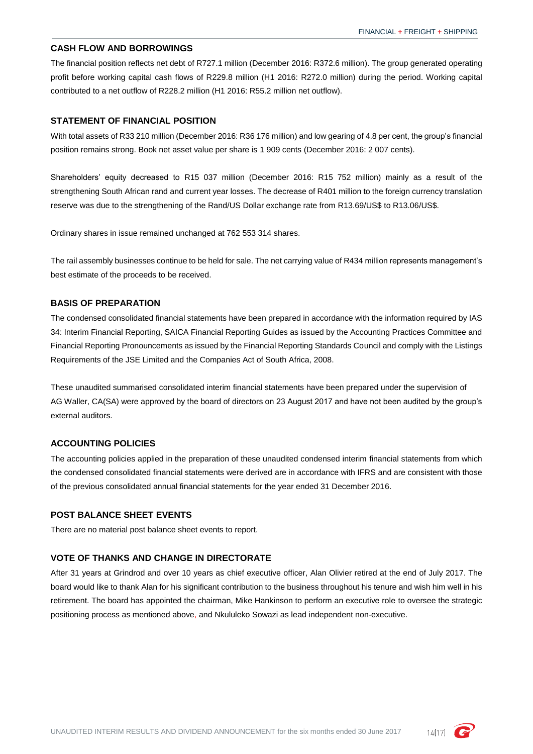## CASH FLOW AND BORROWINGS

The financial position reflects net debt of R727.1 million (December 2016: R372.6 million). The group generated operating profit before working capital cash flows of R229.8 million (H1 2016: R272.0 million) during the period. Working capital contributed to a net outflow of R228.2 million (H1 2016: R55.2 million net outflow).

## STATEMENT OF FINANCIAL POSITION

With total assets of R33 210 million (December 2016: R36 176 million) and low gearing of 4.8 per cent, the group's financial position remains strong. Book net asset value per share is 1 909 cents (December 2016: 2 007 cents).

Shareholders' equity decreased to R15 037 million (December 2016: R15 752 million) mainly as a result of the strengthening South African rand and current year losses. The decrease of R401 million to the foreign currency translation reserve was due to the strengthening of the Rand/US Dollar exchange rate from R13.69/US$ to R13.06/US$.

Ordinary shares in issue remained unchanged at 762 553 314 shares.

The rail assembly businesses continue to be held for sale. The net carrying value of R434 million represents management's best estimate of the proceeds to be received.

## BASIS OF PREPARATION

The condensed consolidated financial statements have been prepared in accordance with the information required by IAS 34: Interim Financial Reporting, SAICA Financial Reporting Guides as issued by the Accounting Practices Committee and Financial Reporting Pronouncements as issued by the Financial Reporting Standards Council and comply with the Listings Requirements of the JSE Limited and the Companies Act of South Africa, 2008.

These unaudited summarised consolidated interim financial statements have been prepared under the supervision of AG Waller, CA(SA) were approved by the board of directors on 23 August 2017 and have not been audited by the group's external auditors.

## ACCOUNTING POLICIES

The accounting policies applied in the preparation of these unaudited condensed interim financial statements from which the condensed consolidated financial statements were derived are in accordance with IFRS and are consistent with those of the previous consolidated annual financial statements for the year ended 31 December 2016.

## POST BALANCE SHEET EVENTS

There are no material post balance sheet events to report.

## VOTE OF THANKS AND CHANGE IN DIRECTORATE

After 31 years at Grindrod and over 10 years as chief executive officer, Alan Olivier retired at the end of July 2017. The board would like to thank Alan for his significant contribution to the business throughout his tenure and wish him well in his retirement. The board has appointed the chairman, Mike Hankinson to perform an executive role to oversee the strategic positioning process as mentioned above, and Nkululeko Sowazi as lead independent non-executive.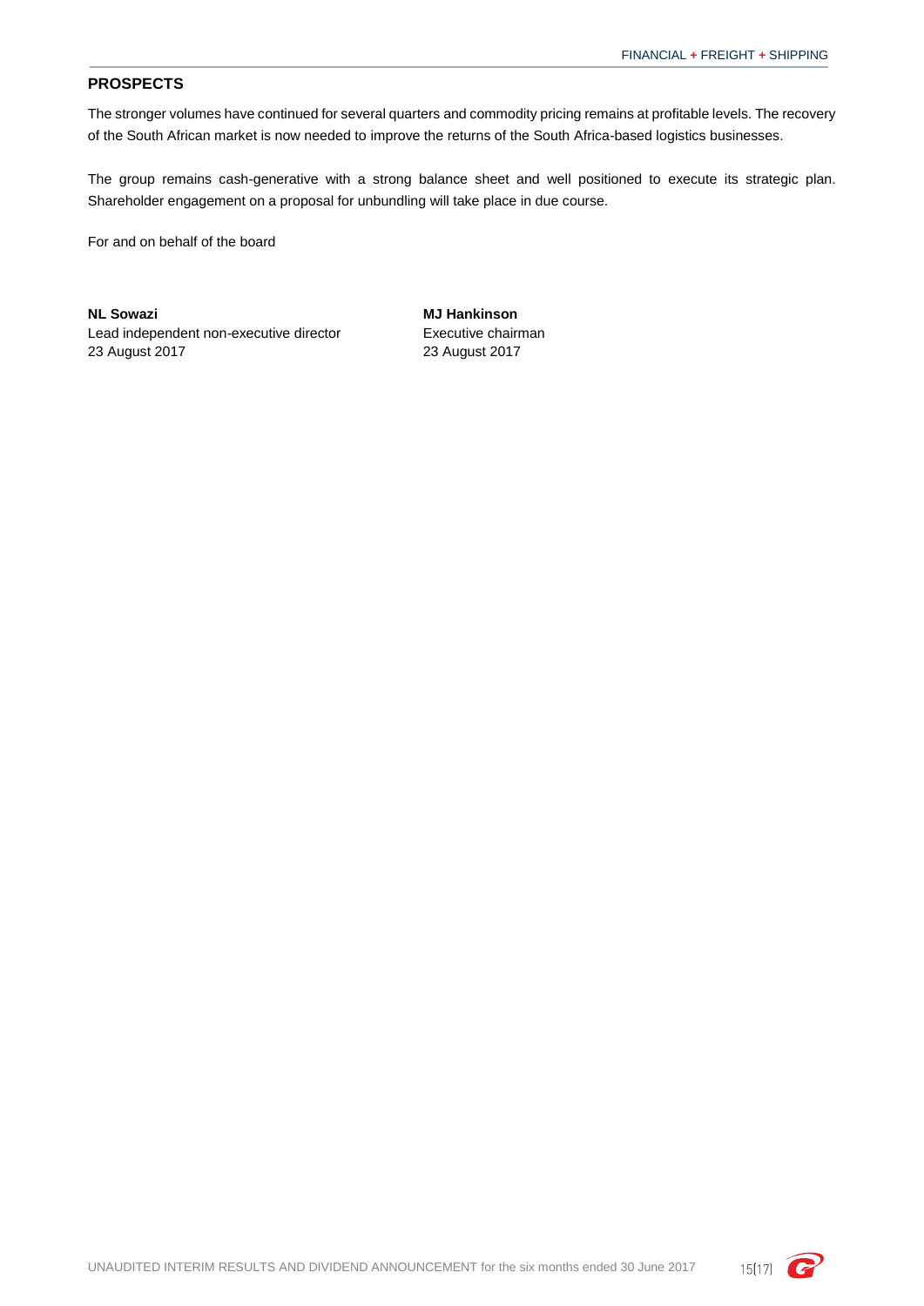## PROSPECTS

The stronger volumes have continued for several quarters and commodity pricing remains at profitable levels. The recovery of the South African market is now needed to improve the returns of the South Africa-based logistics businesses.

The group remains cash-generative with a strong balance sheet and well positioned to execute its strategic plan. Shareholder engagement on a proposal for unbundling will take place in due course.

For and on behalf of the board

**NL Sowazi**
Lead independent non-executive director
23 August 2017

**MJ Hankinson**
Executive chairman
23 August 2017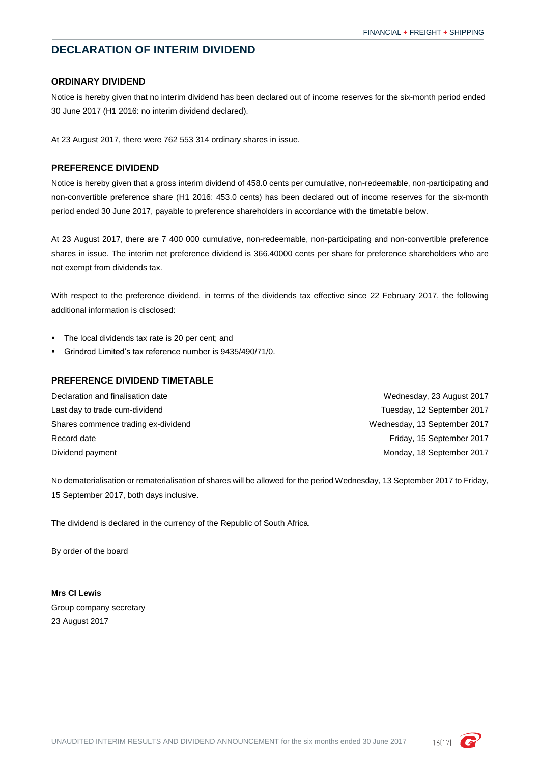## DECLARATION OF INTERIM DIVIDEND

### ORDINARY DIVIDEND

Notice is hereby given that no interim dividend has been declared out of income reserves for the six-month period ended 30 June 2017 (H1 2016: no interim dividend declared).

At 23 August 2017, there were 762 553 314 ordinary shares in issue.

### PREFERENCE DIVIDEND

Notice is hereby given that a gross interim dividend of 458.0 cents per cumulative, non-redeemable, non-participating and non-convertible preference share (H1 2016: 453.0 cents) has been declared out of income reserves for the six-month period ended 30 June 2017, payable to preference shareholders in accordance with the timetable below.

At 23 August 2017, there are 7 400 000 cumulative, non-redeemable, non-participating and non-convertible preference shares in issue. The interim net preference dividend is 366.40000 cents per share for preference shareholders who are not exempt from dividends tax.

With respect to the preference dividend, in terms of the dividends tax effective since 22 February 2017, the following additional information is disclosed:

- The local dividends tax rate is 20 per cent; and
- Grindrod Limited's tax reference number is 9435/490/71/0.

### PREFERENCE DIVIDEND TIMETABLE

| | |
|---|---|
| Declaration and finalisation date | Wednesday, 23 August 2017 |
| Last day to trade cum-dividend | Tuesday, 12 September 2017 |
| Shares commence trading ex-dividend | Wednesday, 13 September 2017 |
| Record date | Friday, 15 September 2017 |
| Dividend payment | Monday, 18 September 2017 |

No dematerialisation or rematerialisation of shares will be allowed for the period Wednesday, 13 September 2017 to Friday, 15 September 2017, both days inclusive.

The dividend is declared in the currency of the Republic of South Africa.

By order of the board

**Mrs CI Lewis**
Group company secretary
23 August 2017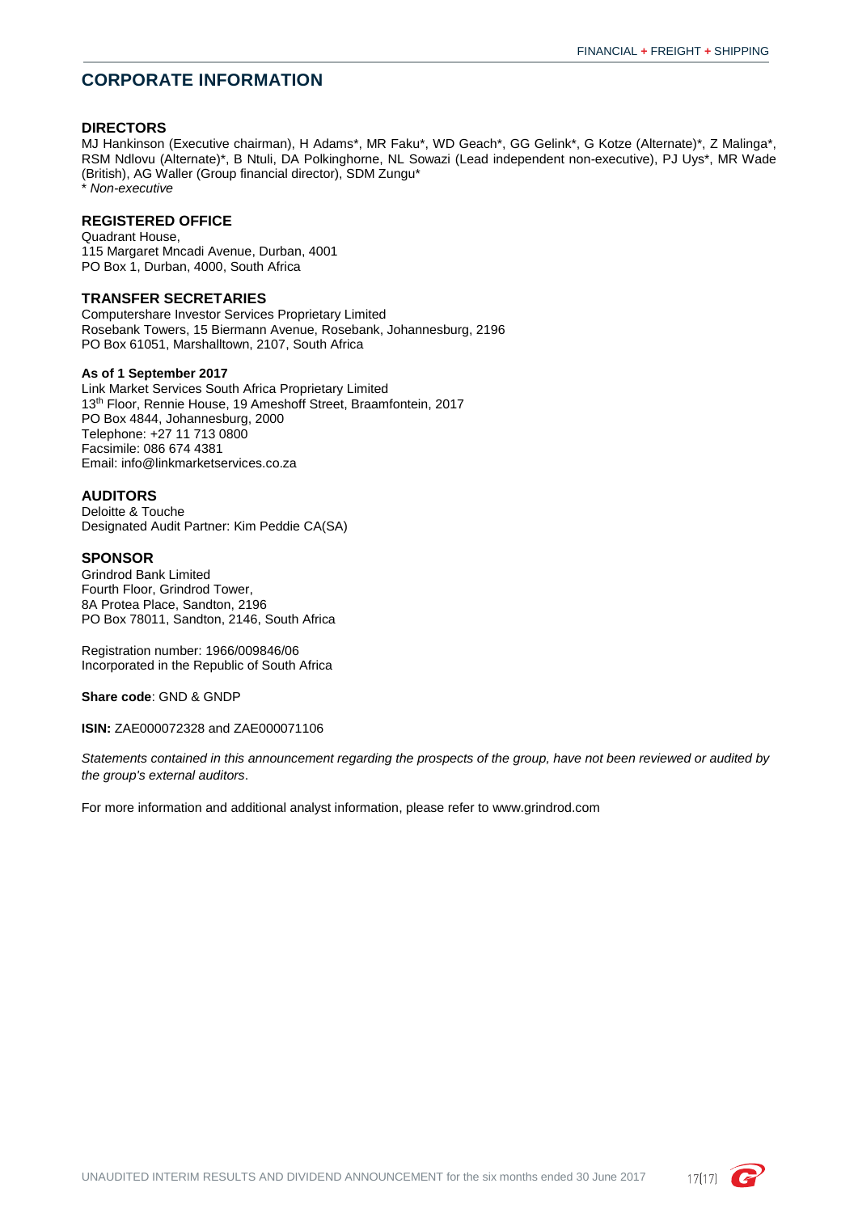# CORPORATE INFORMATION

## DIRECTORS

MJ Hankinson (Executive chairman), H Adams*, MR Faku*, WD Geach*, GG Gelink*, G Kotze (Alternate)*, Z Malinga*, RSM Ndlovu (Alternate)*, B Ntuli, DA Polkinghorne, NL Sowazi (Lead independent non-executive), PJ Uys*, MR Wade (British), AG Waller (Group financial director), SDM Zungu*

\* *Non-executive*

## REGISTERED OFFICE

Quadrant House,
115 Margaret Mncadi Avenue, Durban, 4001
PO Box 1, Durban, 4000, South Africa

## TRANSFER SECRETARIES

Computershare Investor Services Proprietary Limited
Rosebank Towers, 15 Biermann Avenue, Rosebank, Johannesburg, 2196
PO Box 61051, Marshalltown, 2107, South Africa

**As of 1 September 2017**

Link Market Services South Africa Proprietary Limited
13th Floor, Rennie House, 19 Ameshoff Street, Braamfontein, 2017
PO Box 4844, Johannesburg, 2000
Telephone: +27 11 713 0800
Facsimile: 086 674 4381
Email: info@linkmarketservices.co.za

## AUDITORS

Deloitte & Touche
Designated Audit Partner: Kim Peddie CA(SA)

## SPONSOR

Grindrod Bank Limited
Fourth Floor, Grindrod Tower,
8A Protea Place, Sandton, 2196
PO Box 78011, Sandton, 2146, South Africa

Registration number: 1966/009846/06
Incorporated in the Republic of South Africa

**Share code**: GND & GNDP

**ISIN:** ZAE000072328 and ZAE000071106

*Statements contained in this announcement regarding the prospects of the group, have not been reviewed or audited by the group's external auditors*.

For more information and additional analyst information, please refer to www.grindrod.com